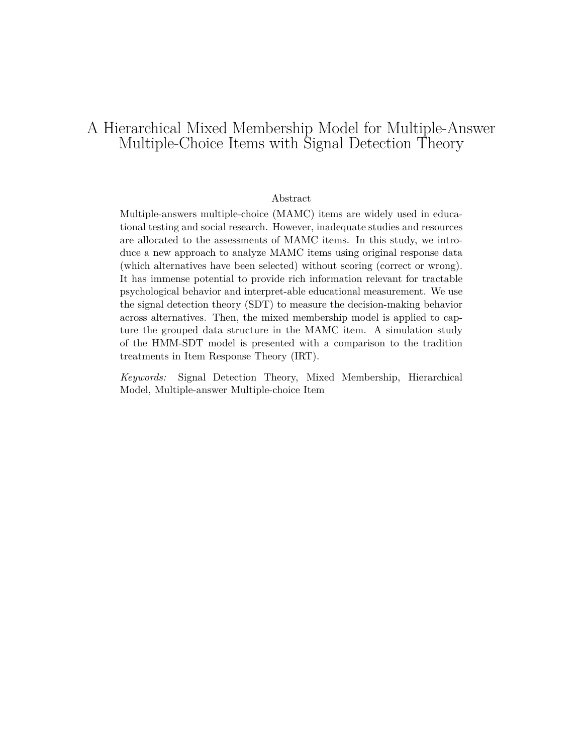# A Hierarchical Mixed Membership Model for Multiple-Answer Multiple-Choice Items with Signal Detection Theory

## Abstract

Multiple-answers multiple-choice (MAMC) items are widely used in educational testing and social research. However, inadequate studies and resources are allocated to the assessments of MAMC items. In this study, we introduce a new approach to analyze MAMC items using original response data (which alternatives have been selected) without scoring (correct or wrong). It has immense potential to provide rich information relevant for tractable psychological behavior and interpret-able educational measurement. We use the signal detection theory (SDT) to measure the decision-making behavior across alternatives. Then, the mixed membership model is applied to capture the grouped data structure in the MAMC item. A simulation study of the HMM-SDT model is presented with a comparison to the tradition treatments in Item Response Theory (IRT).

*Keywords:* Signal Detection Theory, Mixed Membership, Hierarchical Model, Multiple-answer Multiple-choice Item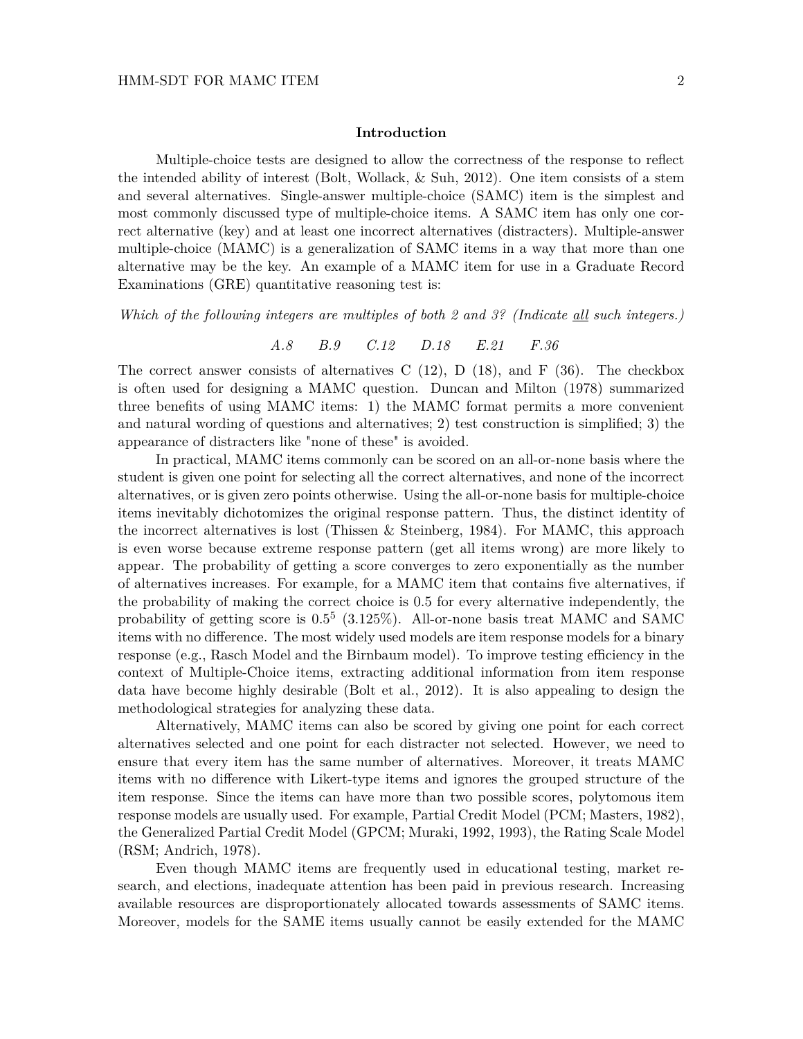## Introduction

Multiple-choice tests are designed to allow the correctness of the response to reflect the intended ability of interest (Bolt, Wollack, & Suh, 2012). One item consists of a stem and several alternatives. Single-answer multiple-choice (SAMC) item is the simplest and most commonly discussed type of multiple-choice items. A SAMC item has only one correct alternative (key) and at least one incorrect alternatives (distracters). Multiple-answer multiple-choice (MAMC) is a generalization of SAMC items in a way that more than one alternative may be the key. An example of a MAMC item for use in a Graduate Record Examinations (GRE) quantitative reasoning test is:

*Which of the following integers are multiples of both 2 and 3? (Indicate* <u>*all*</u> *such integers.)*

*A.8 B.9 C.12 D.18 E.21 F.36*

The correct answer consists of alternatives C (12), D (18), and F (36). The checkbox is often used for designing a MAMC question. Duncan and Milton (1978) summarized three benefits of using MAMC items: 1) the MAMC format permits a more convenient and natural wording of questions and alternatives; 2) test construction is simplified; 3) the appearance of distracters like "none of these" is avoided.

In practical, MAMC items commonly can be scored on an all-or-none basis where the student is given one point for selecting all the correct alternatives, and none of the incorrect alternatives, or is given zero points otherwise. Using the all-or-none basis for multiple-choice items inevitably dichotomizes the original response pattern. Thus, the distinct identity of the incorrect alternatives is lost (Thissen & Steinberg, 1984). For MAMC, this approach is even worse because extreme response pattern (get all items wrong) are more likely to appear. The probability of getting a score converges to zero exponentially as the number of alternatives increases. For example, for a MAMC item that contains five alternatives, if the probability of making the correct choice is 0.5 for every alternative independently, the probability of getting score is $0.5^5$ (3.125%). All-or-none basis treat MAMC and SAMC items with no difference. The most widely used models are item response models for a binary response (e.g., Rasch Model and the Birnbaum model). To improve testing efficiency in the context of Multiple-Choice items, extracting additional information from item response data have become highly desirable (Bolt et al., 2012). It is also appealing to design the methodological strategies for analyzing these data.

Alternatively, MAMC items can also be scored by giving one point for each correct alternatives selected and one point for each distracter not selected. However, we need to ensure that every item has the same number of alternatives. Moreover, it treats MAMC items with no difference with Likert-type items and ignores the grouped structure of the item response. Since the items can have more than two possible scores, polytomous item response models are usually used. For example, Partial Credit Model (PCM; Masters, 1982), the Generalized Partial Credit Model (GPCM; Muraki, 1992, 1993), the Rating Scale Model (RSM; Andrich, 1978).

Even though MAMC items are frequently used in educational testing, market research, and elections, inadequate attention has been paid in previous research. Increasing available resources are disproportionately allocated towards assessments of SAMC items. Moreover, models for the SAME items usually cannot be easily extended for the MAMC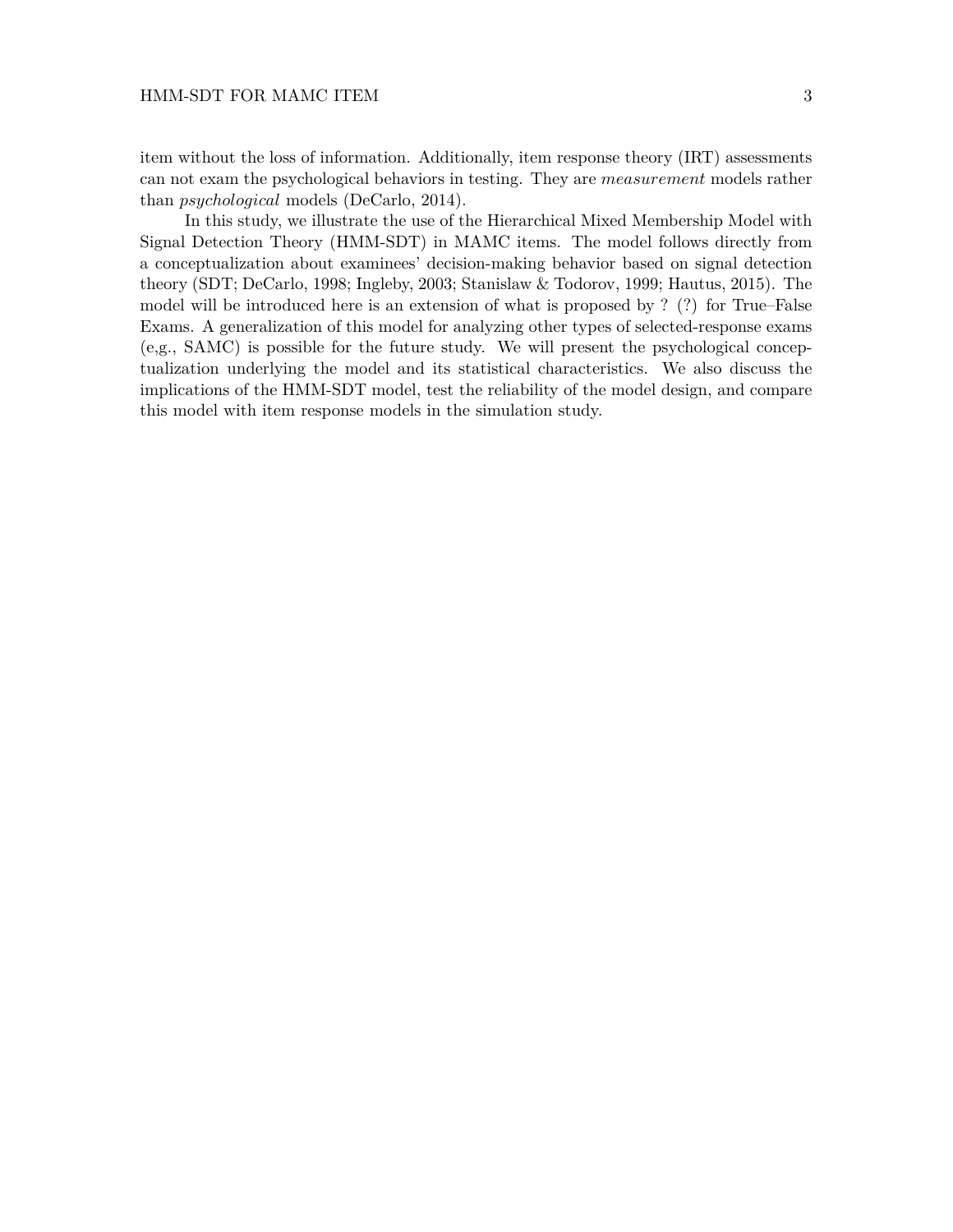item without the loss of information. Additionally, item response theory (IRT) assessments can not exam the psychological behaviors in testing. They are *measurement* models rather than *psychological* models (DeCarlo, 2014).

In this study, we illustrate the use of the Hierarchical Mixed Membership Model with Signal Detection Theory (HMM-SDT) in MAMC items. The model follows directly from a conceptualization about examinees' decision-making behavior based on signal detection theory (SDT; DeCarlo, 1998; Ingleby, 2003; Stanislaw & Todorov, 1999; Hautus, 2015). The model will be introduced here is an extension of what is proposed by ? (?) for True–False Exams. A generalization of this model for analyzing other types of selected-response exams (e,g., SAMC) is possible for the future study. We will present the psychological conceptualization underlying the model and its statistical characteristics. We also discuss the implications of the HMM-SDT model, test the reliability of the model design, and compare this model with item response models in the simulation study.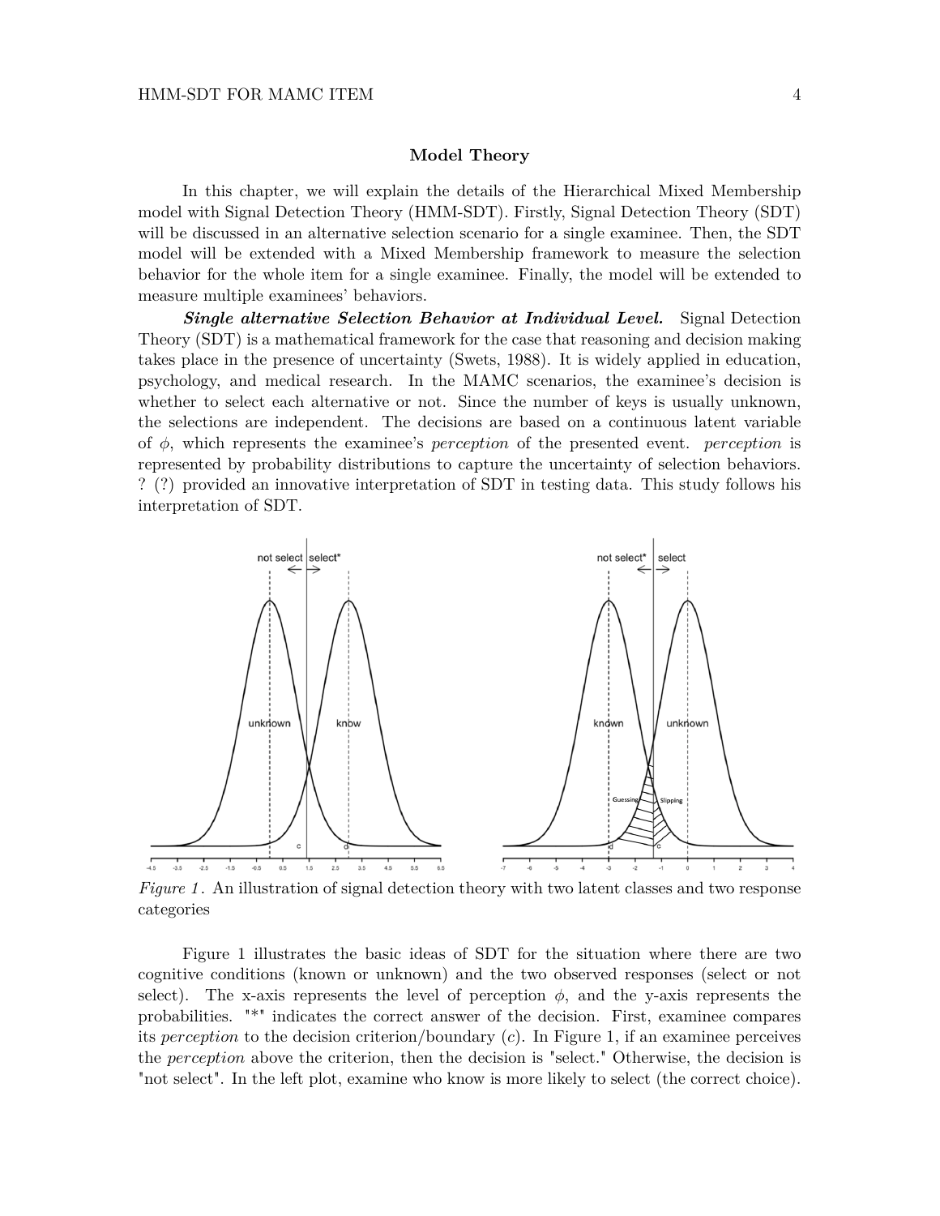## Model Theory

In this chapter, we will explain the details of the Hierarchical Mixed Membership model with Signal Detection Theory (HMM-SDT). Firstly, Signal Detection Theory (SDT) will be discussed in an alternative selection scenario for a single examinee. Then, the SDT model will be extended with a Mixed Membership framework to measure the selection behavior for the whole item for a single examinee. Finally, the model will be extended to measure multiple examinees' behaviors.

***Single alternative Selection Behavior at Individual Level.*** Signal Detection Theory (SDT) is a mathematical framework for the case that reasoning and decision making takes place in the presence of uncertainty (Swets, 1988). It is widely applied in education, psychology, and medical research. In the MAMC scenarios, the examinee's decision is whether to select each alternative or not. Since the number of keys is usually unknown, the selections are independent. The decisions are based on a continuous latent variable of $\phi$, which represents the examinee's *perception* of the presented event. *perception* is represented by probability distributions to capture the uncertainty of selection behaviors. ? (?) provided an innovative interpretation of SDT in testing data. This study follows his interpretation of SDT.

*Figure 1.* An illustration of signal detection theory with two latent classes and two response categories

Figure 1 illustrates the basic ideas of SDT for the situation where there are two cognitive conditions (known or unknown) and the two observed responses (select or not select). The x-axis represents the level of perception $\phi$, and the y-axis represents the probabilities. "*" indicates the correct answer of the decision. First, examinee compares its *perception* to the decision criterion/boundary ($c$). In Figure 1, if an examinee perceives the *perception* above the criterion, then the decision is "select." Otherwise, the decision is "not select". In the left plot, examine who know is more likely to select (the correct choice).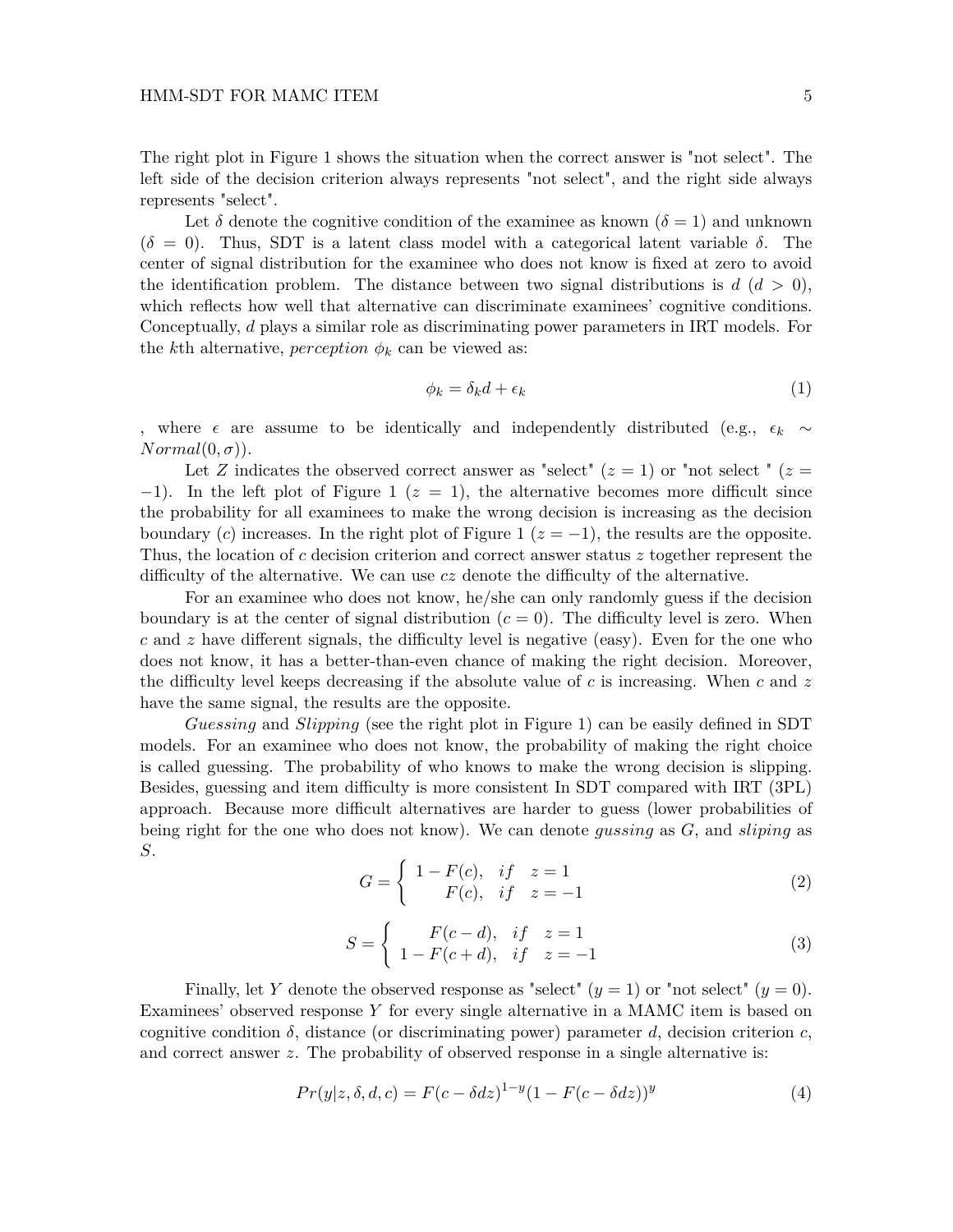The right plot in Figure 1 shows the situation when the correct answer is "not select". The left side of the decision criterion always represents "not select", and the right side always represents "select".

Let $\delta$ denote the cognitive condition of the examinee as known ($\delta = 1$) and unknown ($\delta = 0$). Thus, SDT is a latent class model with a categorical latent variable $\delta$. The center of signal distribution for the examinee who does not know is fixed at zero to avoid the identification problem. The distance between two signal distributions is $d$ ($d > 0$), which reflects how well that alternative can discriminate examinees' cognitive conditions. Conceptually, $d$ plays a similar role as discriminating power parameters in IRT models. For the $k$th alternative, *perception* $\phi_k$ can be viewed as:

$$\phi_k = \delta_k d + \epsilon_k \tag{1}$$

, where $\epsilon$ are assume to be identically and independently distributed (e.g., $\epsilon_k \sim Normal(0, \sigma)$).

Let $Z$ indicates the observed correct answer as "select" ($z = 1$) or "not select " ($z = -1$). In the left plot of Figure 1 ($z = 1$), the alternative becomes more difficult since the probability for all examinees to make the wrong decision is increasing as the decision boundary ($c$) increases. In the right plot of Figure 1 ($z = -1$), the results are the opposite. Thus, the location of $c$ decision criterion and correct answer status $z$ together represent the difficulty of the alternative. We can use $cz$ denote the difficulty of the alternative.

For an examinee who does not know, he/she can only randomly guess if the decision boundary is at the center of signal distribution ($c = 0$). The difficulty level is zero. When $c$ and $z$ have different signals, the difficulty level is negative (easy). Even for the one who does not know, it has a better-than-even chance of making the right decision. Moreover, the difficulty level keeps decreasing if the absolute value of $c$ is increasing. When $c$ and $z$ have the same signal, the results are the opposite.

*Guessing* and *Slipping* (see the right plot in Figure 1) can be easily defined in SDT models. For an examinee who does not know, the probability of making the right choice is called guessing. The probability of who knows to make the wrong decision is slipping. Besides, guessing and item difficulty is more consistent In SDT compared with IRT (3PL) approach. Because more difficult alternatives are harder to guess (lower probabilities of being right for the one who does not know). We can denote *gussing* as $G$, and *sliping* as $S$.

$$G = \begin{cases} 1 - F(c), & if \quad z = 1 \\ F(c), & if \quad z = -1 \end{cases} \tag{2}$$

$$S = \begin{cases} F(c - d), & if \quad z = 1 \\ 1 - F(c + d), & if \quad z = -1 \end{cases} \tag{3}$$

Finally, let $Y$ denote the observed response as "select" ($y = 1$) or "not select" ($y = 0$). Examinees' observed response $Y$ for every single alternative in a MAMC item is based on cognitive condition $\delta$, distance (or discriminating power) parameter $d$, decision criterion $c$, and correct answer $z$. The probability of observed response in a single alternative is:

$$Pr(y|z, \delta, d, c) = F(c - \delta dz)^{1-y}(1 - F(c - \delta dz))^y \tag{4}$$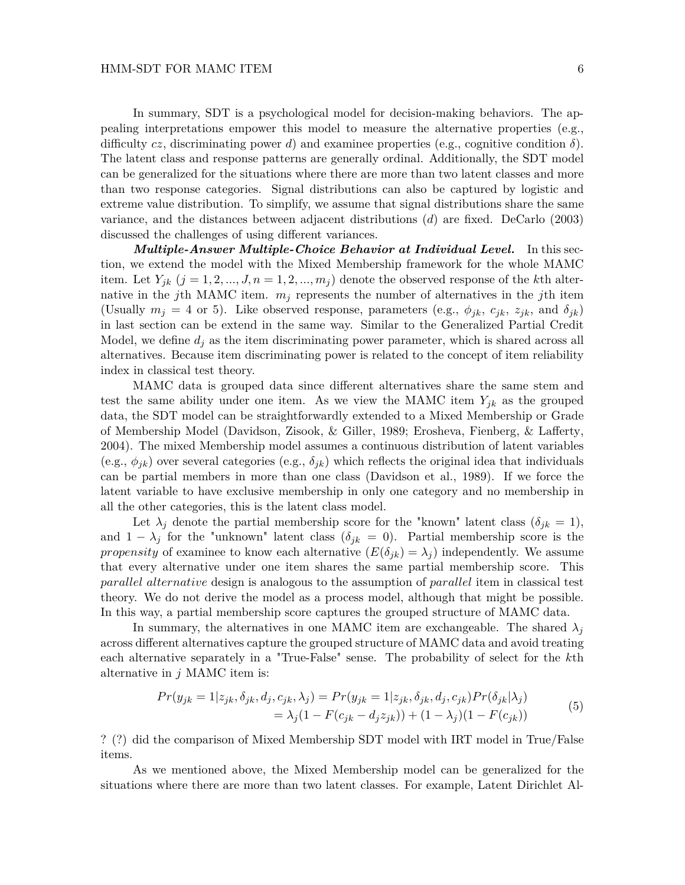In summary, SDT is a psychological model for decision-making behaviors. The appealing interpretations empower this model to measure the alternative properties (e.g., difficulty $cz$, discriminating power $d$) and examinee properties (e.g., cognitive condition $\delta$). The latent class and response patterns are generally ordinal. Additionally, the SDT model can be generalized for the situations where there are more than two latent classes and more than two response categories. Signal distributions can also be captured by logistic and extreme value distribution. To simplify, we assume that signal distributions share the same variance, and the distances between adjacent distributions ($d$) are fixed. DeCarlo (2003) discussed the challenges of using different variances.

***Multiple-Answer Multiple-Choice Behavior at Individual Level.*** In this section, we extend the model with the Mixed Membership framework for the whole MAMC item. Let $Y_{jk}$ ($j = 1, 2, ..., J, n = 1, 2, ..., m_j$) denote the observed response of the $k$th alternative in the $j$th MAMC item. $m_j$ represents the number of alternatives in the $j$th item (Usually $m_j = 4$ or 5). Like observed response, parameters (e.g., $\phi_{jk}$, $c_{jk}$, $z_{jk}$, and $\delta_{jk}$) in last section can be extend in the same way. Similar to the Generalized Partial Credit Model, we define $d_j$ as the item discriminating power parameter, which is shared across all alternatives. Because item discriminating power is related to the concept of item reliability index in classical test theory.

MAMC data is grouped data since different alternatives share the same stem and test the same ability under one item. As we view the MAMC item $Y_{jk}$ as the grouped data, the SDT model can be straightforwardly extended to a Mixed Membership or Grade of Membership Model (Davidson, Zisook, & Giller, 1989; Erosheva, Fienberg, & Lafferty, 2004). The mixed Membership model assumes a continuous distribution of latent variables (e.g., $\phi_{jk}$) over several categories (e.g., $\delta_{jk}$) which reflects the original idea that individuals can be partial members in more than one class (Davidson et al., 1989). If we force the latent variable to have exclusive membership in only one category and no membership in all the other categories, this is the latent class model.

Let $\lambda_j$ denote the partial membership score for the "known" latent class ($\delta_{jk} = 1$), and $1 - \lambda_j$ for the "unknown" latent class ($\delta_{jk} = 0$). Partial membership score is the *propensity* of examinee to know each alternative ($E(\delta_{jk}) = \lambda_j$) independently. We assume that every alternative under one item shares the same partial membership score. This *parallel alternative* design is analogous to the assumption of *parallel* item in classical test theory. We do not derive the model as a process model, although that might be possible. In this way, a partial membership score captures the grouped structure of MAMC data.

In summary, the alternatives in one MAMC item are exchangeable. The shared $\lambda_j$ across different alternatives capture the grouped structure of MAMC data and avoid treating each alternative separately in a "True-False" sense. The probability of select for the $k$th alternative in $j$ MAMC item is:

$$
\begin{aligned}
Pr(y_{jk} = 1 | z_{jk}, \delta_{jk}, d_j, c_{jk}, \lambda_j) &= Pr(y_{jk} = 1 | z_{jk}, \delta_{jk}, d_j, c_{jk}) Pr(\delta_{jk} | \lambda_j) \\
&= \lambda_j (1 - F(c_{jk} - d_j z_{jk})) + (1 - \lambda_j)(1 - F(c_{jk}))
\end{aligned}
\tag{5}
$$

? (?) did the comparison of Mixed Membership SDT model with IRT model in True/False items.

As we mentioned above, the Mixed Membership model can be generalized for the situations where there are more than two latent classes. For example, Latent Dirichlet Al-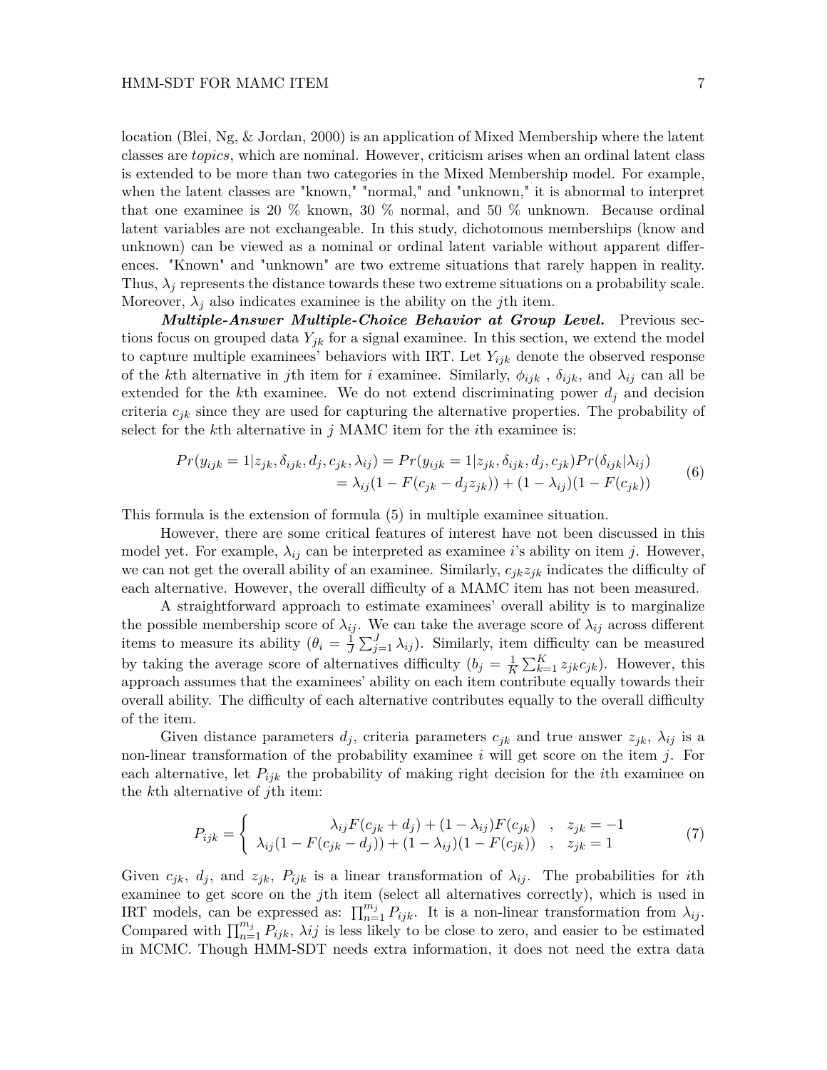location (Blei, Ng, & Jordan, 2000) is an application of Mixed Membership where the latent classes are *topics*, which are nominal. However, criticism arises when an ordinal latent class is extended to be more than two categories in the Mixed Membership model. For example, when the latent classes are "known," "normal," and "unknown," it is abnormal to interpret that one examinee is 20 % known, 30 % normal, and 50 % unknown. Because ordinal latent variables are not exchangeable. In this study, dichotomous memberships (know and unknown) can be viewed as a nominal or ordinal latent variable without apparent differences. "Known" and "unknown" are two extreme situations that rarely happen in reality. Thus, $\lambda_j$ represents the distance towards these two extreme situations on a probability scale. Moreover, $\lambda_j$ also indicates examinee is the ability on the $j$th item.

***Multiple-Answer Multiple-Choice Behavior at Group Level.*** Previous sections focus on grouped data $Y_{jk}$ for a signal examinee. In this section, we extend the model to capture multiple examinees' behaviors with IRT. Let $Y_{ijk}$ denote the observed response of the $k$th alternative in $j$th item for $i$ examinee. Similarly, $\phi_{ijk}$ , $\delta_{ijk}$, and $\lambda_{ij}$ can all be extended for the $k$th examinee. We do not extend discriminating power $d_j$ and decision criteria $c_{jk}$ since they are used for capturing the alternative properties. The probability of select for the $k$th alternative in $j$ MAMC item for the $i$th examinee is:

$$
\begin{aligned}
Pr(y_{ijk} = 1|z_{jk}, \delta_{ijk}, d_j, c_{jk}, \lambda_{ij}) &= Pr(y_{ijk} = 1|z_{jk}, \delta_{ijk}, d_j, c_{jk})Pr(\delta_{ijk}|\lambda_{ij}) \\
&= \lambda_{ij}(1 - F(c_{jk} - d_j z_{jk})) + (1 - \lambda_{ij})(1 - F(c_{jk}))
\end{aligned}
\tag{6}
$$

This formula is the extension of formula (5) in multiple examinee situation.

However, there are some critical features of interest have not been discussed in this model yet. For example, $\lambda_{ij}$ can be interpreted as examinee $i$'s ability on item $j$. However, we can not get the overall ability of an examinee. Similarly, $c_{jk}z_{jk}$ indicates the difficulty of each alternative. However, the overall difficulty of a MAMC item has not been measured.

A straightforward approach to estimate examinees' overall ability is to marginalize the possible membership score of $\lambda_{ij}$. We can take the average score of $\lambda_{ij}$ across different items to measure its ability ($\theta_i = \frac{1}{J}\sum_{j=1}^{J}\lambda_{ij}$). Similarly, item difficulty can be measured by taking the average score of alternatives difficulty ($b_j = \frac{1}{K}\sum_{k=1}^{K} z_{jk}c_{jk}$). However, this approach assumes that the examinees' ability on each item contribute equally towards their overall ability. The difficulty of each alternative contributes equally to the overall difficulty of the item.

Given distance parameters $d_j$, criteria parameters $c_{jk}$ and true answer $z_{jk}$, $\lambda_{ij}$ is a non-linear transformation of the probability examinee $i$ will get score on the item $j$. For each alternative, let $P_{ijk}$ the probability of making right decision for the $i$th examinee on the $k$th alternative of $j$th item:

$$
P_{ijk} = \begin{cases} \lambda_{ij}F(c_{jk} + d_j) + (1 - \lambda_{ij})F(c_{jk}) & , \quad z_{jk} = -1 \\ \lambda_{ij}(1 - F(c_{jk} - d_j)) + (1 - \lambda_{ij})(1 - F(c_{jk})) & , \quad z_{jk} = 1 \end{cases}
\tag{7}
$$

Given $c_{jk}$, $d_j$, and $z_{jk}$, $P_{ijk}$ is a linear transformation of $\lambda_{ij}$. The probabilities for $i$th examinee to get score on the $j$th item (select all alternatives correctly), which is used in IRT models, can be expressed as: $\prod_{n=1}^{m_j} P_{ijk}$. It is a non-linear transformation from $\lambda_{ij}$. Compared with $\prod_{n=1}^{m_j} P_{ijk}$, $\lambda ij$ is less likely to be close to zero, and easier to be estimated in MCMC. Though HMM-SDT needs extra information, it does not need the extra data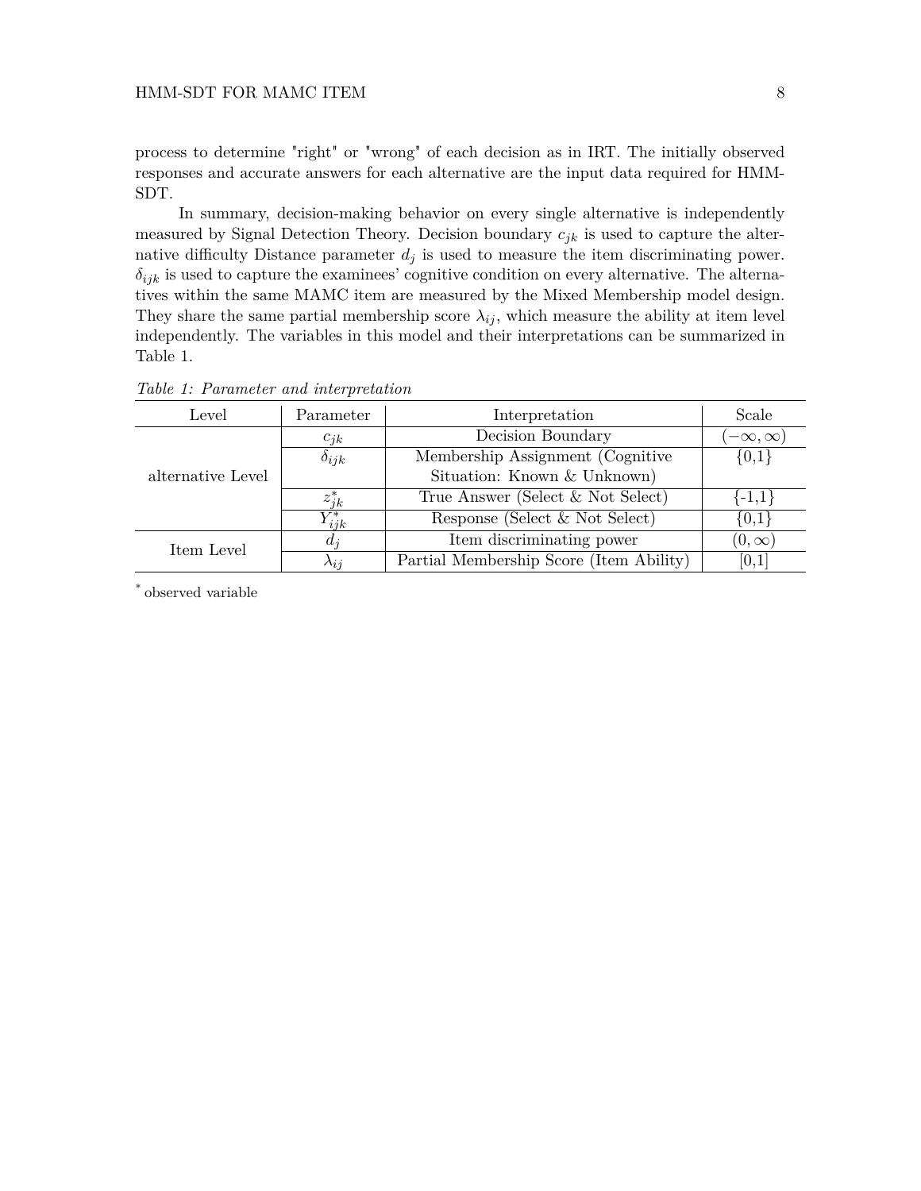process to determine "right" or "wrong" of each decision as in IRT. The initially observed responses and accurate answers for each alternative are the input data required for HMM-SDT.

In summary, decision-making behavior on every single alternative is independently measured by Signal Detection Theory. Decision boundary $c_{jk}$ is used to capture the alternative difficulty Distance parameter $d_j$ is used to measure the item discriminating power. $\delta_{ijk}$ is used to capture the examinees' cognitive condition on every alternative. The alternatives within the same MAMC item are measured by the Mixed Membership model design. They share the same partial membership score $\lambda_{ij}$, which measure the ability at item level independently. The variables in this model and their interpretations can be summarized in Table 1.

*Table 1: Parameter and interpretation*

| Level | Parameter | Interpretation | Scale |
|---|---|---|---|
| alternative Level | $c_{jk}$ | Decision Boundary | $(-\infty, \infty)$ |
| | $\delta_{ijk}$ | Membership Assignment (Cognitive Situation: Known & Unknown) | {0,1} |
| | $z^*_{jk}$ | True Answer (Select & Not Select) | {-1,1} |
| | $Y^*_{ijk}$ | Response (Select & Not Select) | {0,1} |
| Item Level | $d_j$ | Item discriminating power | $(0, \infty)$ |
| | $\lambda_{ij}$ | Partial Membership Score (Item Ability) | [0,1] |

\* observed variable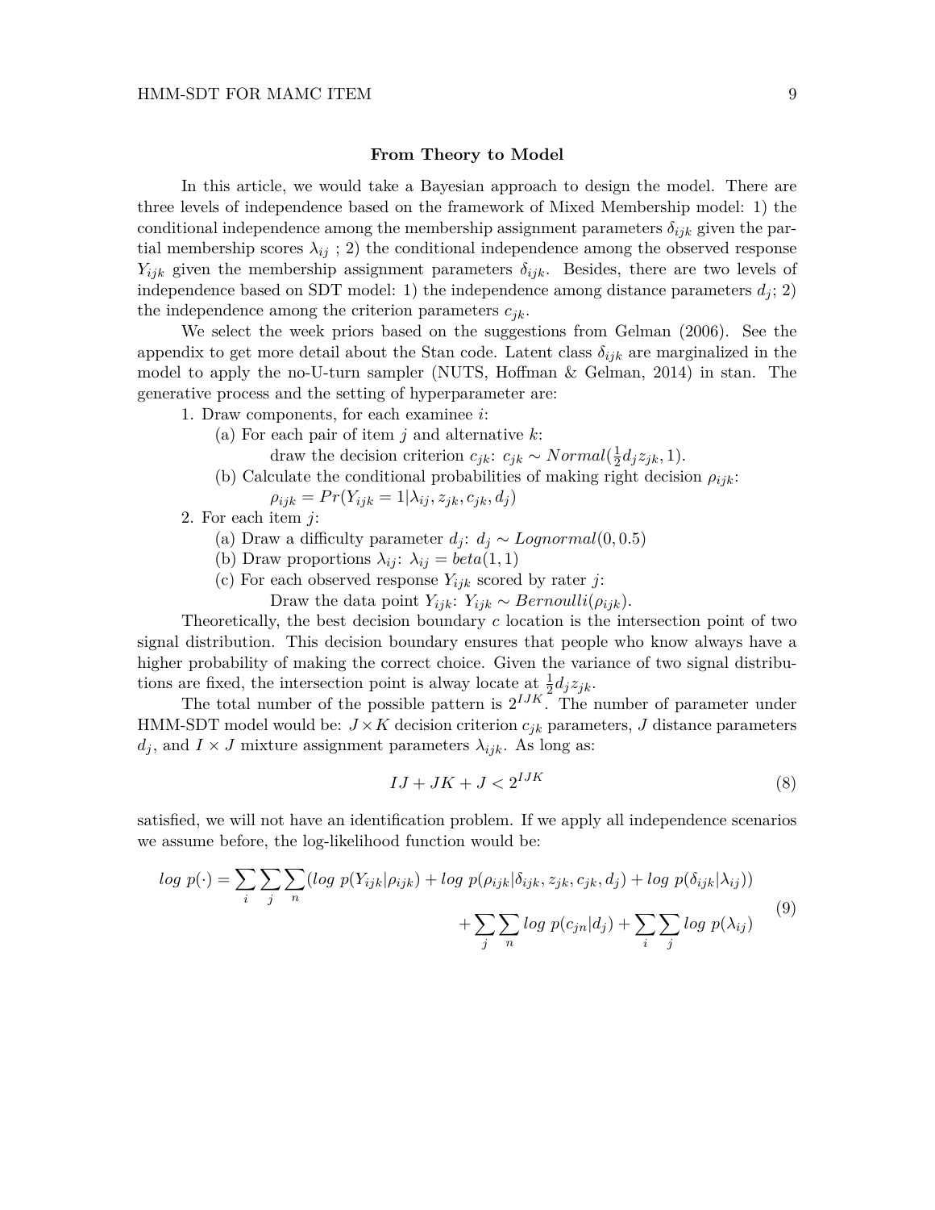### From Theory to Model

In this article, we would take a Bayesian approach to design the model. There are three levels of independence based on the framework of Mixed Membership model: 1) the conditional independence among the membership assignment parameters $\delta_{ijk}$ given the partial membership scores $\lambda_{ij}$ ; 2) the conditional independence among the observed response $Y_{ijk}$ given the membership assignment parameters $\delta_{ijk}$. Besides, there are two levels of independence based on SDT model: 1) the independence among distance parameters $d_j$; 2) the independence among the criterion parameters $c_{jk}$.

We select the week priors based on the suggestions from Gelman (2006). See the appendix to get more detail about the Stan code. Latent class $\delta_{ijk}$ are marginalized in the model to apply the no-U-turn sampler (NUTS, Hoffman & Gelman, 2014) in stan. The generative process and the setting of hyperparameter are:

1. Draw components, for each examinee $i$:
   (a) For each pair of item $j$ and alternative $k$:
       draw the decision criterion $c_{jk}$: $c_{jk} \sim Normal(\frac{1}{2}d_j z_{jk}, 1)$.
   (b) Calculate the conditional probabilities of making right decision $\rho_{ijk}$:
       $\rho_{ijk} = Pr(Y_{ijk} = 1|\lambda_{ij}, z_{jk}, c_{jk}, d_j)$
2. For each item $j$:
   (a) Draw a difficulty parameter $d_j$: $d_j \sim Lognormal(0, 0.5)$
   (b) Draw proportions $\lambda_{ij}$: $\lambda_{ij} = beta(1, 1)$
   (c) For each observed response $Y_{ijk}$ scored by rater $j$:
       Draw the data point $Y_{ijk}$: $Y_{ijk} \sim Bernoulli(\rho_{ijk})$.

Theoretically, the best decision boundary $c$ location is the intersection point of two signal distribution. This decision boundary ensures that people who know always have a higher probability of making the correct choice. Given the variance of two signal distributions are fixed, the intersection point is alway locate at $\frac{1}{2}d_j z_{jk}$.

The total number of the possible pattern is $2^{IJK}$. The number of parameter under HMM-SDT model would be: $J \times K$ decision criterion $c_{jk}$ parameters, $J$ distance parameters $d_j$, and $I \times J$ mixture assignment parameters $\lambda_{ijk}$. As long as:

$$IJ + JK + J < 2^{IJK} \tag{8}$$

satisfied, we will not have an identification problem. If we apply all independence scenarios we assume before, the log-likelihood function would be:

$$\begin{aligned} log\ p(\cdot) = \sum_i \sum_j \sum_n (log\ p(Y_{ijk}|\rho_{ijk}) + log\ p(\rho_{ijk}|\delta_{ijk}, z_{jk}, c_{jk}, d_j) + log\ p(\delta_{ijk}|\lambda_{ij})) \\ + \sum_j \sum_n log\ p(c_{jn}|d_j) + \sum_i \sum_j log\ p(\lambda_{ij}) \end{aligned} \tag{9}$$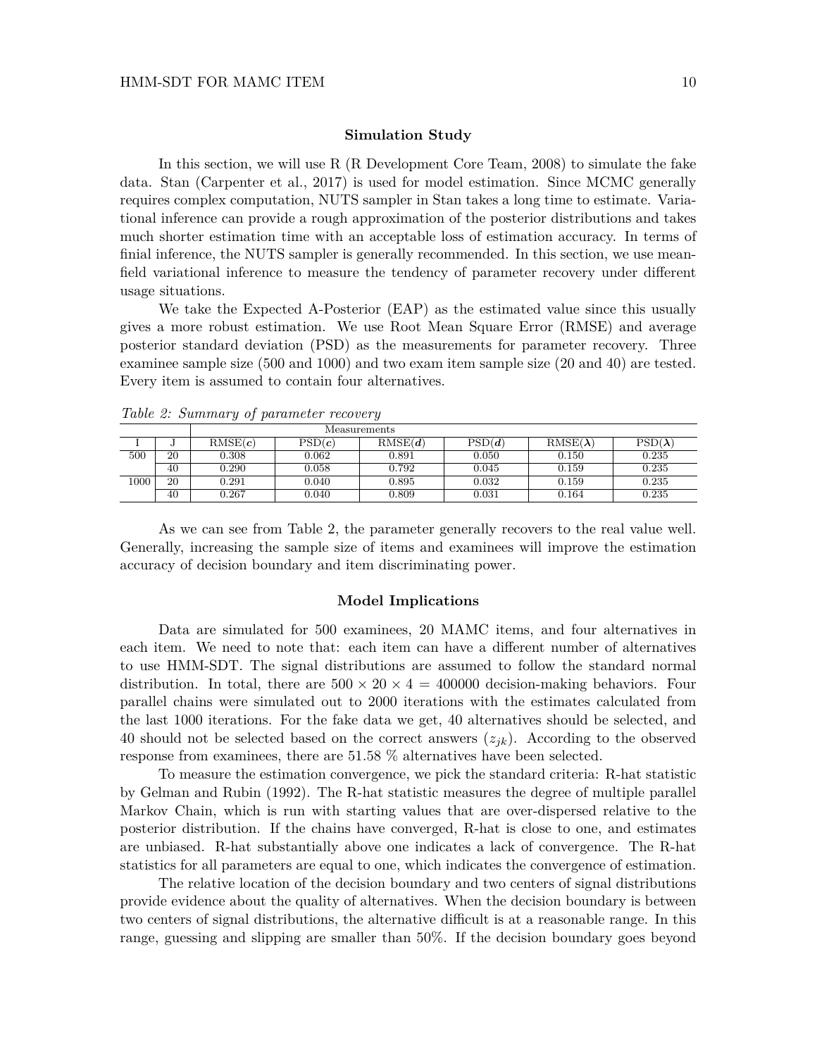## Simulation Study

In this section, we will use R (R Development Core Team, 2008) to simulate the fake data. Stan (Carpenter et al., 2017) is used for model estimation. Since MCMC generally requires complex computation, NUTS sampler in Stan takes a long time to estimate. Variational inference can provide a rough approximation of the posterior distributions and takes much shorter estimation time with an acceptable loss of estimation accuracy. In terms of finial inference, the NUTS sampler is generally recommended. In this section, we use mean-field variational inference to measure the tendency of parameter recovery under different usage situations.

We take the Expected A-Posterior (EAP) as the estimated value since this usually gives a more robust estimation. We use Root Mean Square Error (RMSE) and average posterior standard deviation (PSD) as the measurements for parameter recovery. Three examinee sample size (500 and 1000) and two exam item sample size (20 and 40) are tested. Every item is assumed to contain four alternatives.

*Table 2: Summary of parameter recovery*

| | | Measurements | | | | | |
|---|---|---|---|---|---|---|---|
| I | J | RMSE($\boldsymbol{c}$) | PSD($\boldsymbol{c}$) | RMSE($\boldsymbol{d}$) | PSD($\boldsymbol{d}$) | RMSE($\boldsymbol{\lambda}$) | PSD($\boldsymbol{\lambda}$) |
| 500 | 20 | 0.308 | 0.062 | 0.891 | 0.050 | 0.150 | 0.235 |
| | 40 | 0.290 | 0.058 | 0.792 | 0.045 | 0.159 | 0.235 |
| 1000 | 20 | 0.291 | 0.040 | 0.895 | 0.032 | 0.159 | 0.235 |
| | 40 | 0.267 | 0.040 | 0.809 | 0.031 | 0.164 | 0.235 |

As we can see from Table 2, the parameter generally recovers to the real value well. Generally, increasing the sample size of items and examinees will improve the estimation accuracy of decision boundary and item discriminating power.

## Model Implications

Data are simulated for 500 examinees, 20 MAMC items, and four alternatives in each item. We need to note that: each item can have a different number of alternatives to use HMM-SDT. The signal distributions are assumed to follow the standard normal distribution. In total, there are $500 \times 20 \times 4 = 400000$ decision-making behaviors. Four parallel chains were simulated out to 2000 iterations with the estimates calculated from the last 1000 iterations. For the fake data we get, 40 alternatives should be selected, and 40 should not be selected based on the correct answers ($z_{jk}$). According to the observed response from examinees, there are 51.58 % alternatives have been selected.

To measure the estimation convergence, we pick the standard criteria: R-hat statistic by Gelman and Rubin (1992). The R-hat statistic measures the degree of multiple parallel Markov Chain, which is run with starting values that are over-dispersed relative to the posterior distribution. If the chains have converged, R-hat is close to one, and estimates are unbiased. R-hat substantially above one indicates a lack of convergence. The R-hat statistics for all parameters are equal to one, which indicates the convergence of estimation.

The relative location of the decision boundary and two centers of signal distributions provide evidence about the quality of alternatives. When the decision boundary is between two centers of signal distributions, the alternative difficult is at a reasonable range. In this range, guessing and slipping are smaller than 50%. If the decision boundary goes beyond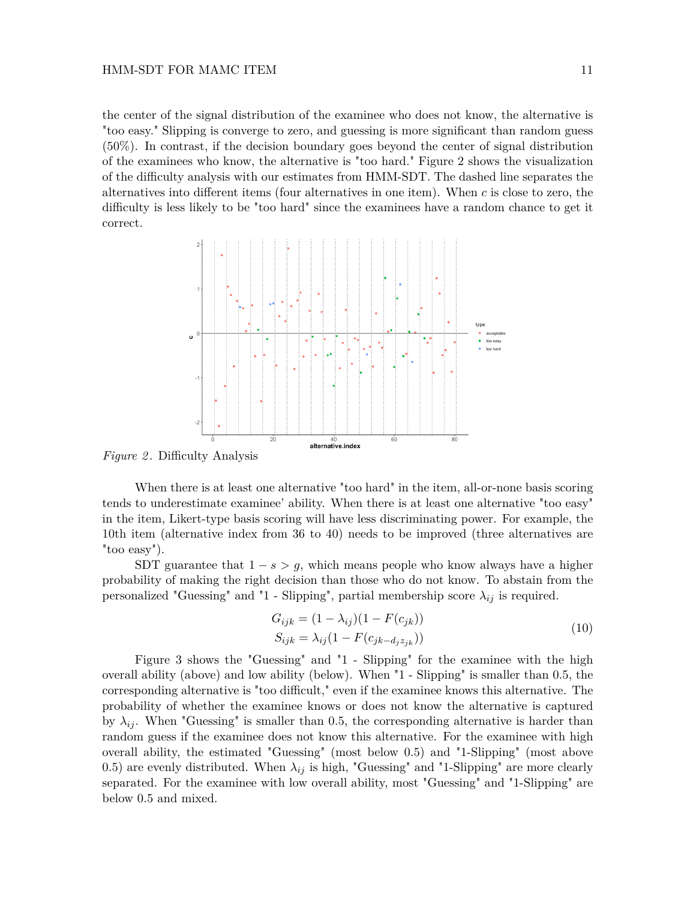the center of the signal distribution of the examinee who does not know, the alternative is "too easy." Slipping is converge to zero, and guessing is more significant than random guess (50%). In contrast, if the decision boundary goes beyond the center of signal distribution of the examinees who know, the alternative is "too hard." Figure 2 shows the visualization of the difficulty analysis with our estimates from HMM-SDT. The dashed line separates the alternatives into different items (four alternatives in one item). When $c$ is close to zero, the difficulty is less likely to be "too hard" since the examinees have a random chance to get it correct.

*Figure 2*. Difficulty Analysis

When there is at least one alternative "too hard" in the item, all-or-none basis scoring tends to underestimate examinee' ability. When there is at least one alternative "too easy" in the item, Likert-type basis scoring will have less discriminating power. For example, the 10th item (alternative index from 36 to 40) needs to be improved (three alternatives are "too easy").

SDT guarantee that $1 - s > g$, which means people who know always have a higher probability of making the right decision than those who do not know. To abstain from the personalized "Guessing" and "1 - Slipping", partial membership score $\lambda_{ij}$ is required.

$$
\begin{aligned}
G_{ijk} &= (1 - \lambda_{ij})(1 - F(c_{jk})) \\
S_{ijk} &= \lambda_{ij}(1 - F(c_{jk-d_j z_{jk}}))
\end{aligned}
\tag{10}
$$

Figure 3 shows the "Guessing" and "1 - Slipping" for the examinee with the high overall ability (above) and low ability (below). When "1 - Slipping" is smaller than 0.5, the corresponding alternative is "too difficult," even if the examinee knows this alternative. The probability of whether the examinee knows or does not know the alternative is captured by $\lambda_{ij}$. When "Guessing" is smaller than 0.5, the corresponding alternative is harder than random guess if the examinee does not know this alternative. For the examinee with high overall ability, the estimated "Guessing" (most below 0.5) and "1-Slipping" (most above 0.5) are evenly distributed. When $\lambda_{ij}$ is high, "Guessing" and "1-Slipping" are more clearly separated. For the examinee with low overall ability, most "Guessing" and "1-Slipping" are below 0.5 and mixed.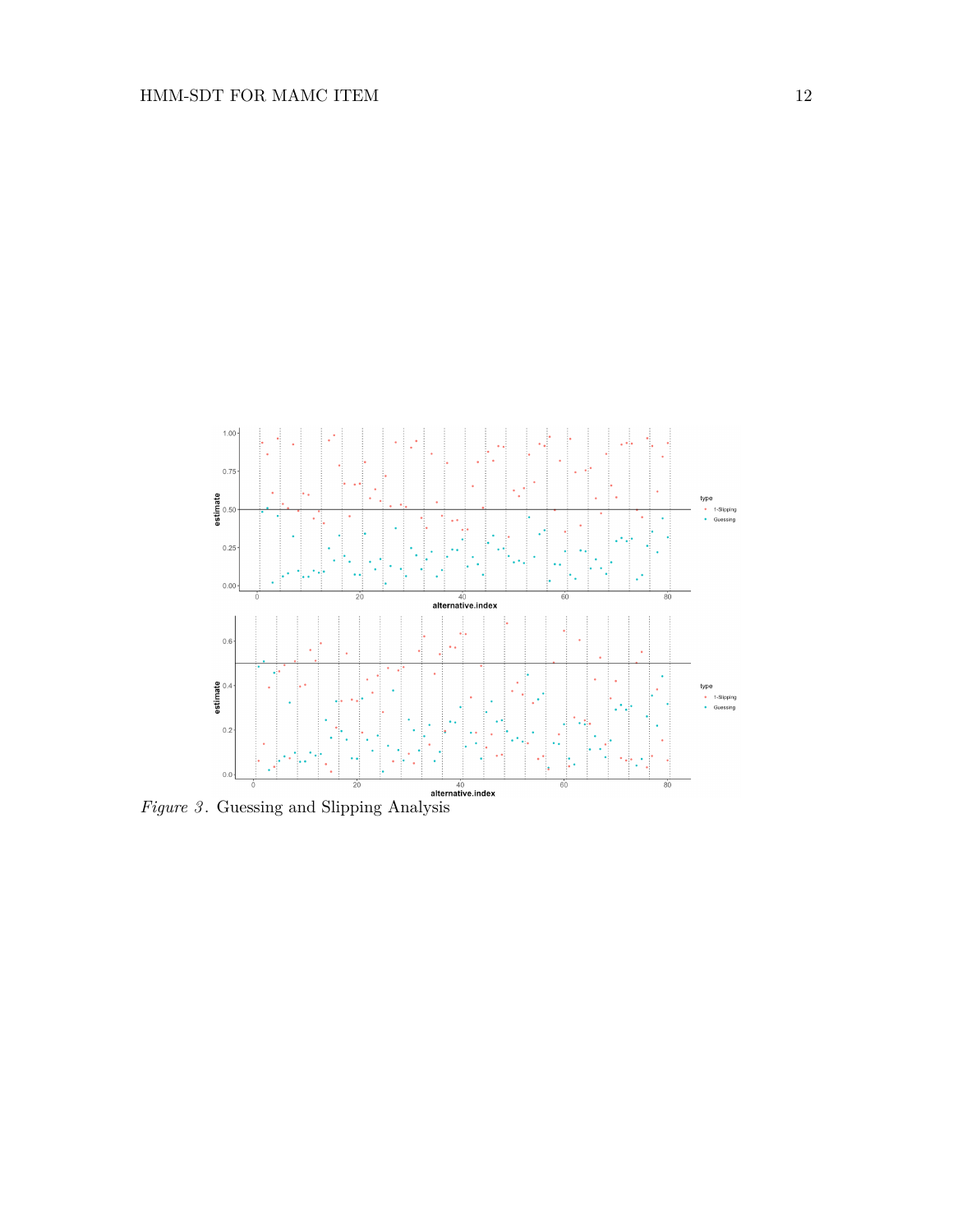*Figure 3*. Guessing and Slipping Analysis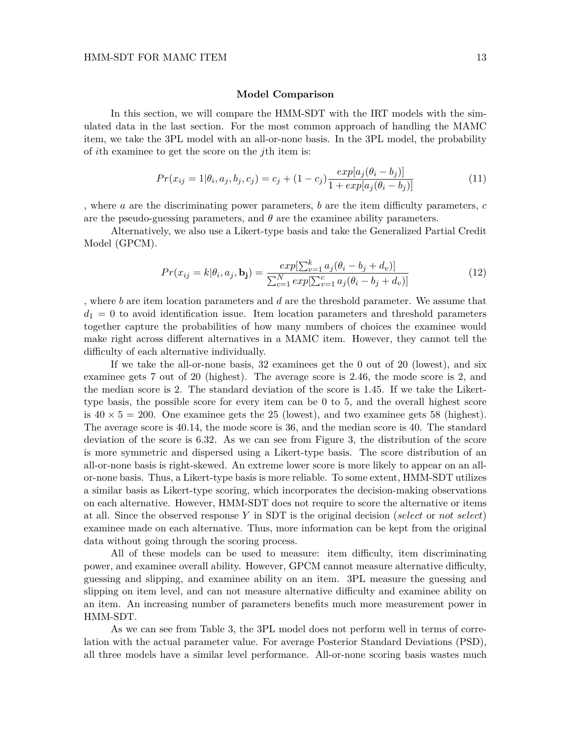## Model Comparison

In this section, we will compare the HMM-SDT with the IRT models with the simulated data in the last section. For the most common approach of handling the MAMC item, we take the 3PL model with an all-or-none basis. In the 3PL model, the probability of $i$th examinee to get the score on the $j$th item is:

$$Pr(x_{ij} = 1|\theta_i, a_j, b_j, c_j) = c_j + (1 - c_j)\frac{exp[a_j(\theta_i - b_j)]}{1 + exp[a_j(\theta_i - b_j)]} \tag{11}$$

, where $a$ are the discriminating power parameters, $b$ are the item difficulty parameters, $c$ are the pseudo-guessing parameters, and $\theta$ are the examinee ability parameters.

Alternatively, we also use a Likert-type basis and take the Generalized Partial Credit Model (GPCM).

$$Pr(x_{ij} = k|\theta_i, a_j, \mathbf{b_j}) = \frac{exp[\sum_{v=1}^{k} a_j(\theta_i - b_j + d_v)]}{\sum_{c=1}^{N} exp[\sum_{v=1}^{c} a_j(\theta_i - b_j + d_v)]} \tag{12}$$

, where $b$ are item location parameters and $d$ are the threshold parameter. We assume that $d_1 = 0$ to avoid identification issue. Item location parameters and threshold parameters together capture the probabilities of how many numbers of choices the examinee would make right across different alternatives in a MAMC item. However, they cannot tell the difficulty of each alternative individually.

If we take the all-or-none basis, 32 examinees get the 0 out of 20 (lowest), and six examinee gets 7 out of 20 (highest). The average score is 2.46, the mode score is 2, and the median score is 2. The standard deviation of the score is 1.45. If we take the Likert-type basis, the possible score for every item can be 0 to 5, and the overall highest score is $40 \times 5 = 200$. One examinee gets the 25 (lowest), and two examinee gets 58 (highest). The average score is 40.14, the mode score is 36, and the median score is 40. The standard deviation of the score is 6.32. As we can see from Figure 3, the distribution of the score is more symmetric and dispersed using a Likert-type basis. The score distribution of an all-or-none basis is right-skewed. An extreme lower score is more likely to appear on an all-or-none basis. Thus, a Likert-type basis is more reliable. To some extent, HMM-SDT utilizes a similar basis as Likert-type scoring, which incorporates the decision-making observations on each alternative. However, HMM-SDT does not require to score the alternative or items at all. Since the observed response $Y$ in SDT is the original decision (*select* or *not select*) examinee made on each alternative. Thus, more information can be kept from the original data without going through the scoring process.

All of these models can be used to measure: item difficulty, item discriminating power, and examinee overall ability. However, GPCM cannot measure alternative difficulty, guessing and slipping, and examinee ability on an item. 3PL measure the guessing and slipping on item level, and can not measure alternative difficulty and examinee ability on an item. An increasing number of parameters benefits much more measurement power in HMM-SDT.

As we can see from Table 3, the 3PL model does not perform well in terms of correlation with the actual parameter value. For average Posterior Standard Deviations (PSD), all three models have a similar level performance. All-or-none scoring basis wastes much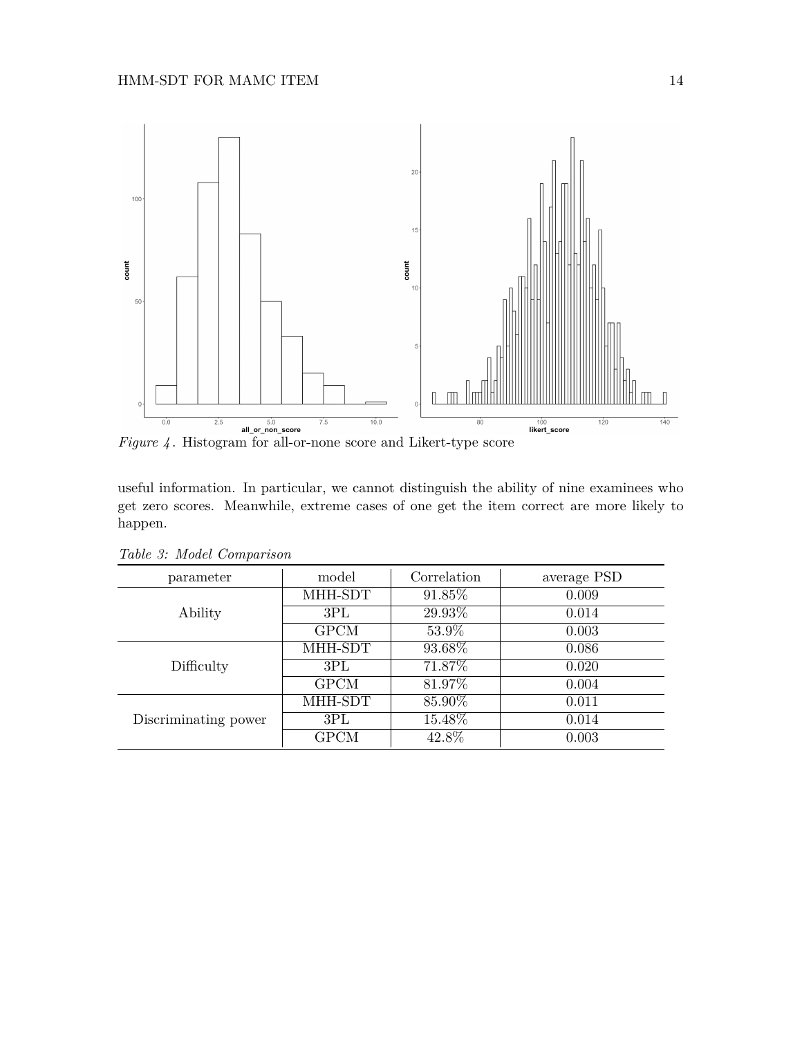*Figure 4*. Histogram for all-or-none score and Likert-type score

useful information. In particular, we cannot distinguish the ability of nine examinees who get zero scores. Meanwhile, extreme cases of one get the item correct are more likely to happen.

*Table 3: Model Comparison*

| parameter | model | Correlation | average PSD |
|---|---|---|---|
| Ability | MHH-SDT | 91.85% | 0.009 |
| | 3PL | 29.93% | 0.014 |
| | GPCM | 53.9% | 0.003 |
| Difficulty | MHH-SDT | 93.68% | 0.086 |
| | 3PL | 71.87% | 0.020 |
| | GPCM | 81.97% | 0.004 |
| Discriminating power | MHH-SDT | 85.90% | 0.011 |
| | 3PL | 15.48% | 0.014 |
| | GPCM | 42.8% | 0.003 |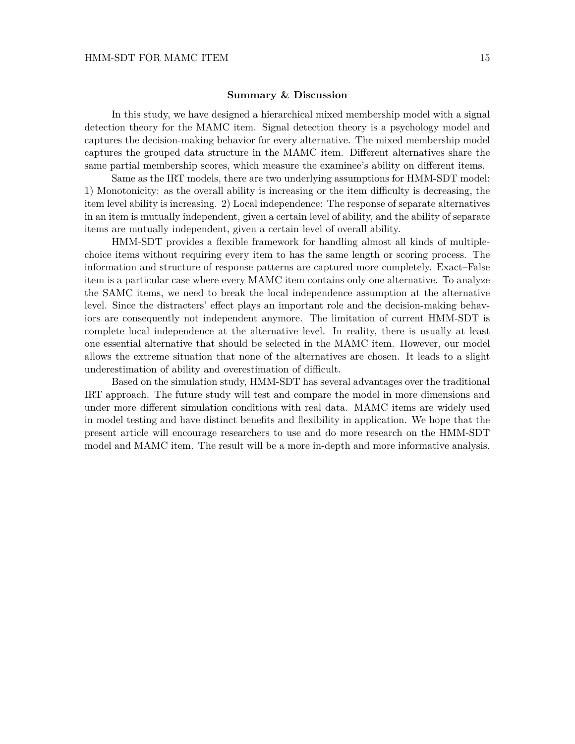## Summary & Discussion

In this study, we have designed a hierarchical mixed membership model with a signal detection theory for the MAMC item. Signal detection theory is a psychology model and captures the decision-making behavior for every alternative. The mixed membership model captures the grouped data structure in the MAMC item. Different alternatives share the same partial membership scores, which measure the examinee's ability on different items.

Same as the IRT models, there are two underlying assumptions for HMM-SDT model: 1) Monotonicity: as the overall ability is increasing or the item difficulty is decreasing, the item level ability is increasing. 2) Local independence: The response of separate alternatives in an item is mutually independent, given a certain level of ability, and the ability of separate items are mutually independent, given a certain level of overall ability.

HMM-SDT provides a flexible framework for handling almost all kinds of multiple-choice items without requiring every item to has the same length or scoring process. The information and structure of response patterns are captured more completely. Exact–False item is a particular case where every MAMC item contains only one alternative. To analyze the SAMC items, we need to break the local independence assumption at the alternative level. Since the distracters' effect plays an important role and the decision-making behaviors are consequently not independent anymore. The limitation of current HMM-SDT is complete local independence at the alternative level. In reality, there is usually at least one essential alternative that should be selected in the MAMC item. However, our model allows the extreme situation that none of the alternatives are chosen. It leads to a slight underestimation of ability and overestimation of difficult.

Based on the simulation study, HMM-SDT has several advantages over the traditional IRT approach. The future study will test and compare the model in more dimensions and under more different simulation conditions with real data. MAMC items are widely used in model testing and have distinct benefits and flexibility in application. We hope that the present article will encourage researchers to use and do more research on the HMM-SDT model and MAMC item. The result will be a more in-depth and more informative analysis.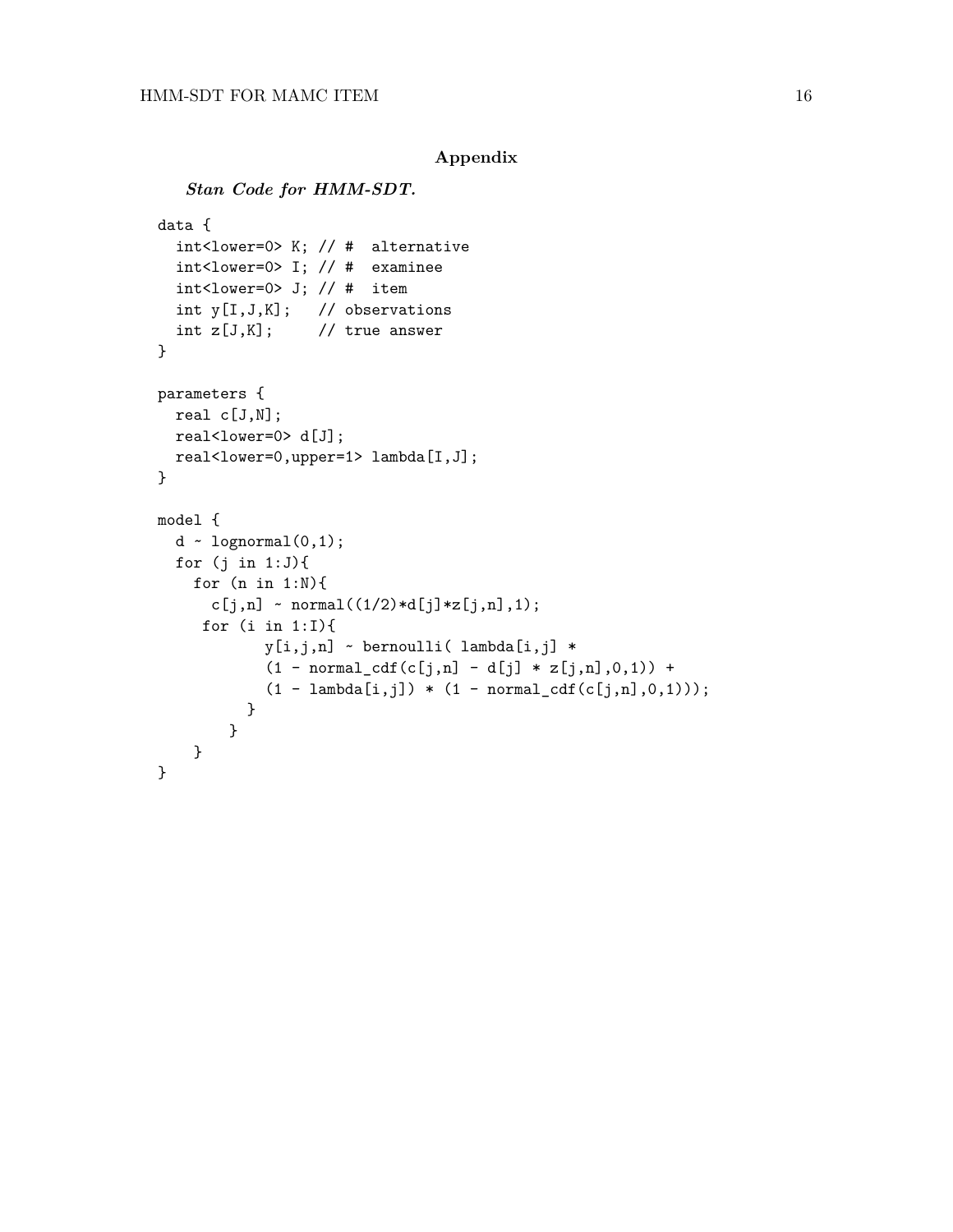## Appendix

***Stan Code for HMM-SDT.***

```
data {
  int<lower=0> K; // #  alternative
  int<lower=0> I; // #  examinee
  int<lower=0> J; // #  item
  int y[I,J,K];   // observations
  int z[J,K];     // true answer
}

parameters {
  real c[J,N];
  real<lower=0> d[J];
  real<lower=0,upper=1> lambda[I,J];
}

model {
  d ~ lognormal(0,1);
  for (j in 1:J){
    for (n in 1:N){
      c[j,n] ~ normal((1/2)*d[j]*z[j,n],1);
     for (i in 1:I){
          y[i,j,n] ~ bernoulli( lambda[i,j] *
          (1 - normal_cdf(c[j,n] - d[j] * z[j,n],0,1)) +
          (1 - lambda[i,j]) * (1 - normal_cdf(c[j,n],0,1)));
        }
      }
    }
}
```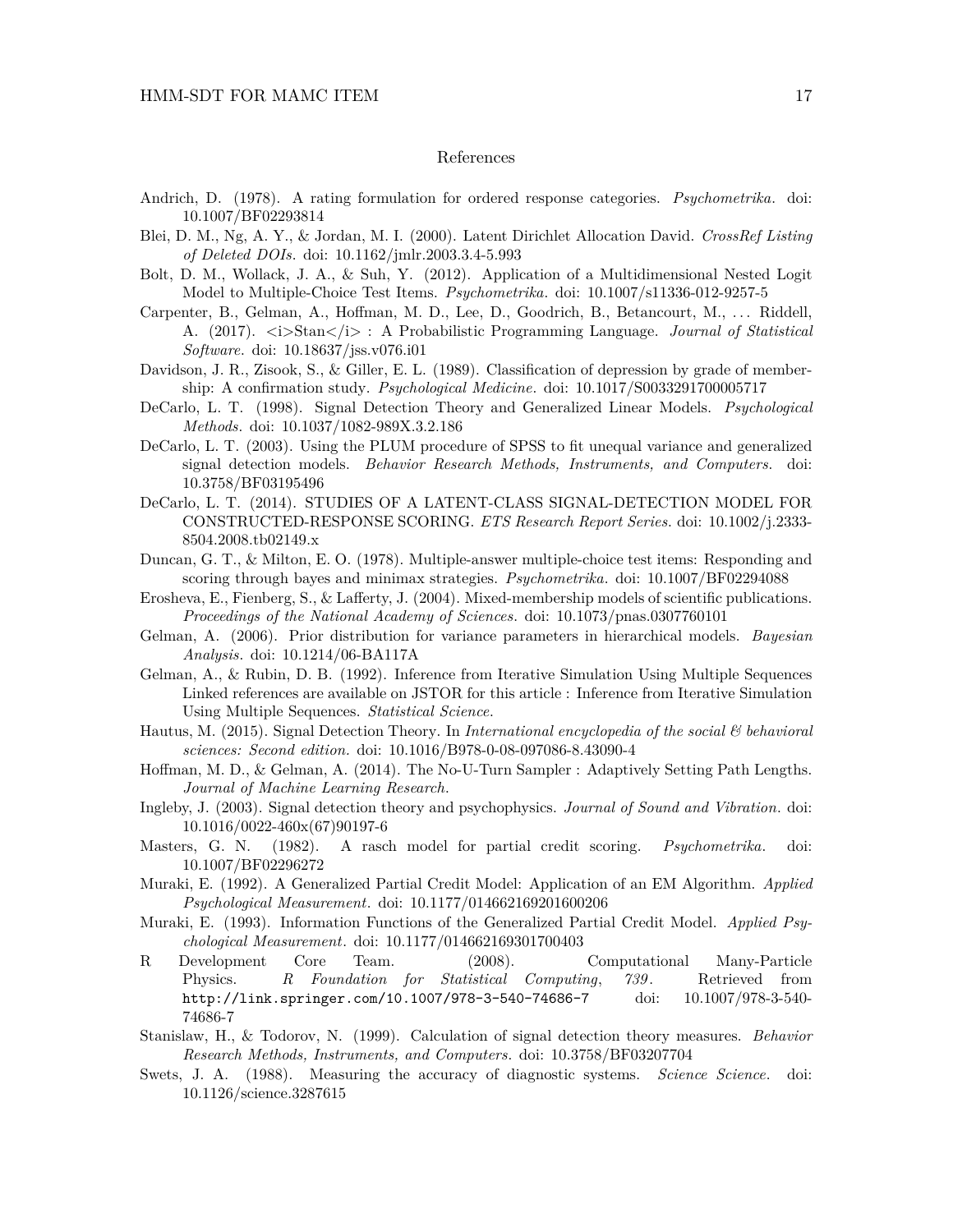# References

Andrich, D. (1978). A rating formulation for ordered response categories. *Psychometrika*. doi: 10.1007/BF02293814

Blei, D. M., Ng, A. Y., & Jordan, M. I. (2000). Latent Dirichlet Allocation David. *CrossRef Listing of Deleted DOIs*. doi: 10.1162/jmlr.2003.3.4-5.993

Bolt, D. M., Wollack, J. A., & Suh, Y. (2012). Application of a Multidimensional Nested Logit Model to Multiple-Choice Test Items. *Psychometrika*. doi: 10.1007/s11336-012-9257-5

Carpenter, B., Gelman, A., Hoffman, M. D., Lee, D., Goodrich, B., Betancourt, M., ... Riddell, A. (2017). <i>Stan</i> : A Probabilistic Programming Language. *Journal of Statistical Software*. doi: 10.18637/jss.v076.i01

Davidson, J. R., Zisook, S., & Giller, E. L. (1989). Classification of depression by grade of membership: A confirmation study. *Psychological Medicine*. doi: 10.1017/S0033291700005717

DeCarlo, L. T. (1998). Signal Detection Theory and Generalized Linear Models. *Psychological Methods*. doi: 10.1037/1082-989X.3.2.186

DeCarlo, L. T. (2003). Using the PLUM procedure of SPSS to fit unequal variance and generalized signal detection models. *Behavior Research Methods, Instruments, and Computers*. doi: 10.3758/BF03195496

DeCarlo, L. T. (2014). STUDIES OF A LATENT-CLASS SIGNAL-DETECTION MODEL FOR CONSTRUCTED-RESPONSE SCORING. *ETS Research Report Series*. doi: 10.1002/j.2333-8504.2008.tb02149.x

Duncan, G. T., & Milton, E. O. (1978). Multiple-answer multiple-choice test items: Responding and scoring through bayes and minimax strategies. *Psychometrika*. doi: 10.1007/BF02294088

Erosheva, E., Fienberg, S., & Lafferty, J. (2004). Mixed-membership models of scientific publications. *Proceedings of the National Academy of Sciences*. doi: 10.1073/pnas.0307760101

Gelman, A. (2006). Prior distribution for variance parameters in hierarchical models. *Bayesian Analysis*. doi: 10.1214/06-BA117A

Gelman, A., & Rubin, D. B. (1992). Inference from Iterative Simulation Using Multiple Sequences Linked references are available on JSTOR for this article : Inference from Iterative Simulation Using Multiple Sequences. *Statistical Science*.

Hautus, M. (2015). Signal Detection Theory. In *International encyclopedia of the social & behavioral sciences: Second edition.* doi: 10.1016/B978-0-08-097086-8.43090-4

Hoffman, M. D., & Gelman, A. (2014). The No-U-Turn Sampler : Adaptively Setting Path Lengths. *Journal of Machine Learning Research*.

Ingleby, J. (2003). Signal detection theory and psychophysics. *Journal of Sound and Vibration*. doi: 10.1016/0022-460x(67)90197-6

Masters, G. N. (1982). A rasch model for partial credit scoring. *Psychometrika*. doi: 10.1007/BF02296272

Muraki, E. (1992). A Generalized Partial Credit Model: Application of an EM Algorithm. *Applied Psychological Measurement*. doi: 10.1177/014662169201600206

Muraki, E. (1993). Information Functions of the Generalized Partial Credit Model. *Applied Psychological Measurement*. doi: 10.1177/014662169301700403

R Development Core Team. (2008). Computational Many-Particle Physics. *R Foundation for Statistical Computing*, *739*. Retrieved from `http://link.springer.com/10.1007/978-3-540-74686-7` doi: 10.1007/978-3-540-74686-7

Stanislaw, H., & Todorov, N. (1999). Calculation of signal detection theory measures. *Behavior Research Methods, Instruments, and Computers*. doi: 10.3758/BF03207704

Swets, J. A. (1988). Measuring the accuracy of diagnostic systems. *Science Science*. doi: 10.1126/science.3287615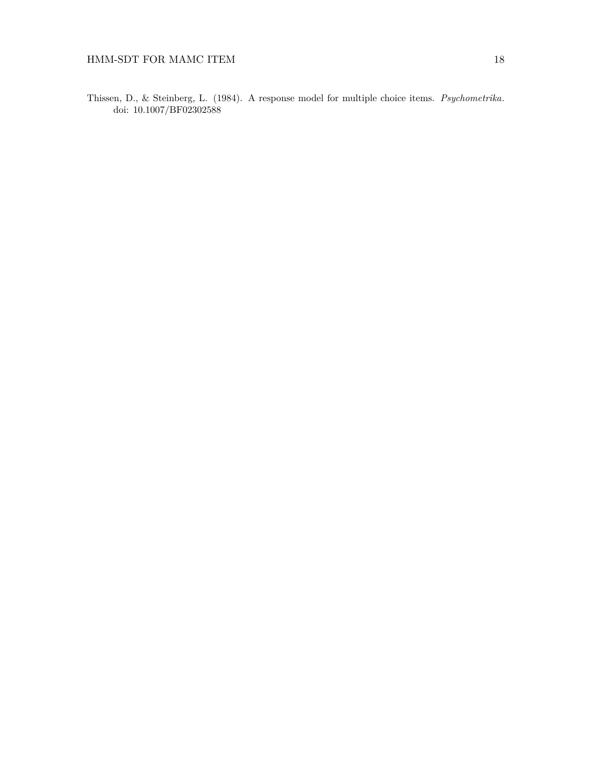Thissen, D., & Steinberg, L. (1984). A response model for multiple choice items. *Psychometrika*. doi: 10.1007/BF02302588